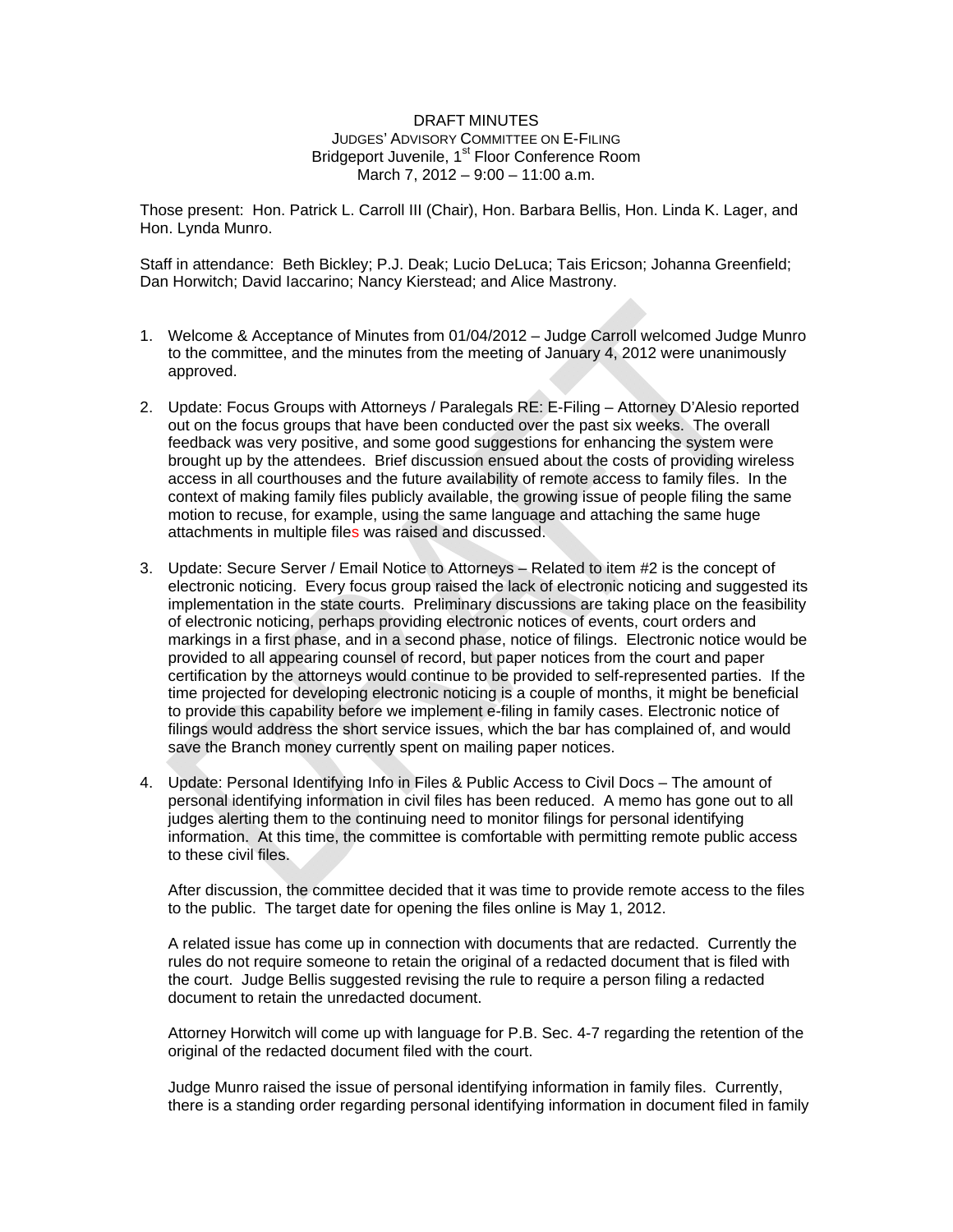DRAFT MINUTES
JUDGES' ADVISORY COMMITTEE ON E-FILING
Bridgeport Juvenile, 1st Floor Conference Room
March 7, 2012 – 9:00 – 11:00 a.m.

Those present: Hon. Patrick L. Carroll III (Chair), Hon. Barbara Bellis, Hon. Linda K. Lager, and Hon. Lynda Munro.

Staff in attendance: Beth Bickley; P.J. Deak; Lucio DeLuca; Tais Ericson; Johanna Greenfield; Dan Horwitch; David Iaccarino; Nancy Kierstead; and Alice Mastrony.

1. Welcome & Acceptance of Minutes from 01/04/2012 – Judge Carroll welcomed Judge Munro to the committee, and the minutes from the meeting of January 4, 2012 were unanimously approved.

2. Update: Focus Groups with Attorneys / Paralegals RE: E-Filing – Attorney D'Alesio reported out on the focus groups that have been conducted over the past six weeks. The overall feedback was very positive, and some good suggestions for enhancing the system were brought up by the attendees. Brief discussion ensued about the costs of providing wireless access in all courthouses and the future availability of remote access to family files. In the context of making family files publicly available, the growing issue of people filing the same motion to recuse, for example, using the same language and attaching the same huge attachments in multiple files was raised and discussed.

3. Update: Secure Server / Email Notice to Attorneys – Related to item #2 is the concept of electronic noticing. Every focus group raised the lack of electronic noticing and suggested its implementation in the state courts. Preliminary discussions are taking place on the feasibility of electronic noticing, perhaps providing electronic notices of events, court orders and markings in a first phase, and in a second phase, notice of filings. Electronic notice would be provided to all appearing counsel of record, but paper notices from the court and paper certification by the attorneys would continue to be provided to self-represented parties. If the time projected for developing electronic noticing is a couple of months, it might be beneficial to provide this capability before we implement e-filing in family cases. Electronic notice of filings would address the short service issues, which the bar has complained of, and would save the Branch money currently spent on mailing paper notices.

4. Update: Personal Identifying Info in Files & Public Access to Civil Docs – The amount of personal identifying information in civil files has been reduced. A memo has gone out to all judges alerting them to the continuing need to monitor filings for personal identifying information. At this time, the committee is comfortable with permitting remote public access to these civil files.

   After discussion, the committee decided that it was time to provide remote access to the files to the public. The target date for opening the files online is May 1, 2012.

   A related issue has come up in connection with documents that are redacted. Currently the rules do not require someone to retain the original of a redacted document that is filed with the court. Judge Bellis suggested revising the rule to require a person filing a redacted document to retain the unredacted document.

   Attorney Horwitch will come up with language for P.B. Sec. 4-7 regarding the retention of the original of the redacted document filed with the court.

   Judge Munro raised the issue of personal identifying information in family files. Currently, there is a standing order regarding personal identifying information in document filed in family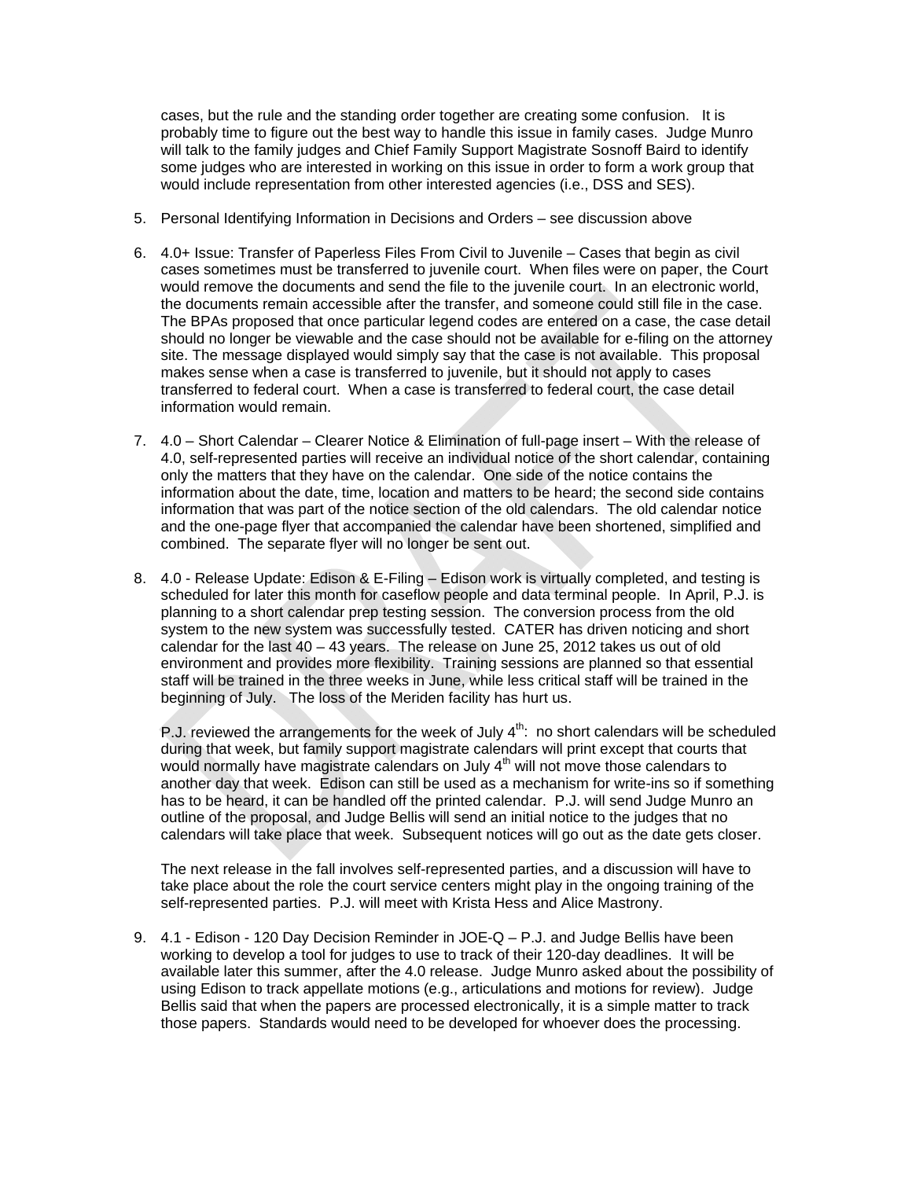cases, but the rule and the standing order together are creating some confusion. It is probably time to figure out the best way to handle this issue in family cases. Judge Munro will talk to the family judges and Chief Family Support Magistrate Sosnoff Baird to identify some judges who are interested in working on this issue in order to form a work group that would include representation from other interested agencies (i.e., DSS and SES).

5. Personal Identifying Information in Decisions and Orders – see discussion above

6. 4.0+ Issue: Transfer of Paperless Files From Civil to Juvenile – Cases that begin as civil cases sometimes must be transferred to juvenile court. When files were on paper, the Court would remove the documents and send the file to the juvenile court. In an electronic world, the documents remain accessible after the transfer, and someone could still file in the case. The BPAs proposed that once particular legend codes are entered on a case, the case detail should no longer be viewable and the case should not be available for e-filing on the attorney site. The message displayed would simply say that the case is not available. This proposal makes sense when a case is transferred to juvenile, but it should not apply to cases transferred to federal court. When a case is transferred to federal court, the case detail information would remain.

7. 4.0 – Short Calendar – Clearer Notice & Elimination of full-page insert – With the release of 4.0, self-represented parties will receive an individual notice of the short calendar, containing only the matters that they have on the calendar. One side of the notice contains the information about the date, time, location and matters to be heard; the second side contains information that was part of the notice section of the old calendars. The old calendar notice and the one-page flyer that accompanied the calendar have been shortened, simplified and combined. The separate flyer will no longer be sent out.

8. 4.0 - Release Update: Edison & E-Filing – Edison work is virtually completed, and testing is scheduled for later this month for caseflow people and data terminal people. In April, P.J. is planning to a short calendar prep testing session. The conversion process from the old system to the new system was successfully tested. CATER has driven noticing and short calendar for the last 40 – 43 years. The release on June 25, 2012 takes us out of old environment and provides more flexibility. Training sessions are planned so that essential staff will be trained in the three weeks in June, while less critical staff will be trained in the beginning of July. The loss of the Meriden facility has hurt us.

   P.J. reviewed the arrangements for the week of July 4th: no short calendars will be scheduled during that week, but family support magistrate calendars will print except that courts that would normally have magistrate calendars on July 4th will not move those calendars to another day that week. Edison can still be used as a mechanism for write-ins so if something has to be heard, it can be handled off the printed calendar. P.J. will send Judge Munro an outline of the proposal, and Judge Bellis will send an initial notice to the judges that no calendars will take place that week. Subsequent notices will go out as the date gets closer.

   The next release in the fall involves self-represented parties, and a discussion will have to take place about the role the court service centers might play in the ongoing training of the self-represented parties. P.J. will meet with Krista Hess and Alice Mastrony.

9. 4.1 - Edison - 120 Day Decision Reminder in JOE-Q – P.J. and Judge Bellis have been working to develop a tool for judges to use to track of their 120-day deadlines. It will be available later this summer, after the 4.0 release. Judge Munro asked about the possibility of using Edison to track appellate motions (e.g., articulations and motions for review). Judge Bellis said that when the papers are processed electronically, it is a simple matter to track those papers. Standards would need to be developed for whoever does the processing.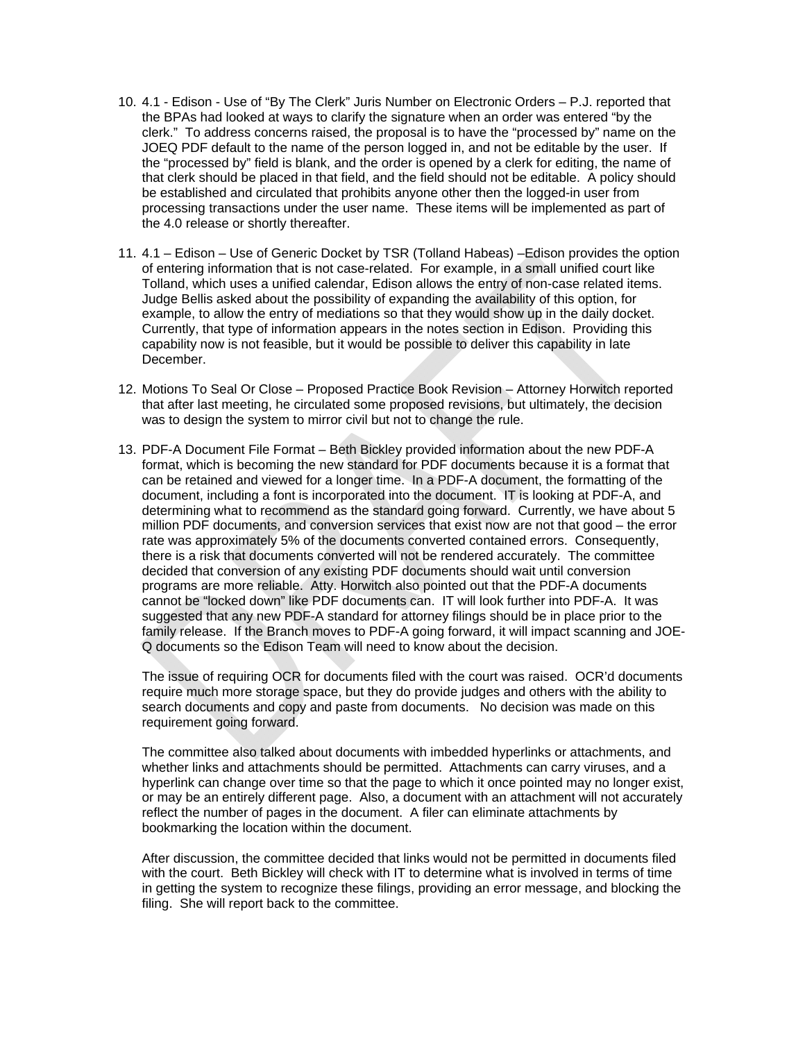10. 4.1 - Edison - Use of "By The Clerk" Juris Number on Electronic Orders – P.J. reported that the BPAs had looked at ways to clarify the signature when an order was entered "by the clerk." To address concerns raised, the proposal is to have the "processed by" name on the JOEQ PDF default to the name of the person logged in, and not be editable by the user. If the "processed by" field is blank, and the order is opened by a clerk for editing, the name of that clerk should be placed in that field, and the field should not be editable. A policy should be established and circulated that prohibits anyone other then the logged-in user from processing transactions under the user name. These items will be implemented as part of the 4.0 release or shortly thereafter.

11. 4.1 – Edison – Use of Generic Docket by TSR (Tolland Habeas) –Edison provides the option of entering information that is not case-related. For example, in a small unified court like Tolland, which uses a unified calendar, Edison allows the entry of non-case related items. Judge Bellis asked about the possibility of expanding the availability of this option, for example, to allow the entry of mediations so that they would show up in the daily docket. Currently, that type of information appears in the notes section in Edison. Providing this capability now is not feasible, but it would be possible to deliver this capability in late December.

12. Motions To Seal Or Close – Proposed Practice Book Revision – Attorney Horwitch reported that after last meeting, he circulated some proposed revisions, but ultimately, the decision was to design the system to mirror civil but not to change the rule.

13. PDF-A Document File Format – Beth Bickley provided information about the new PDF-A format, which is becoming the new standard for PDF documents because it is a format that can be retained and viewed for a longer time. In a PDF-A document, the formatting of the document, including a font is incorporated into the document. IT is looking at PDF-A, and determining what to recommend as the standard going forward. Currently, we have about 5 million PDF documents, and conversion services that exist now are not that good – the error rate was approximately 5% of the documents converted contained errors. Consequently, there is a risk that documents converted will not be rendered accurately. The committee decided that conversion of any existing PDF documents should wait until conversion programs are more reliable. Atty. Horwitch also pointed out that the PDF-A documents cannot be "locked down" like PDF documents can. IT will look further into PDF-A. It was suggested that any new PDF-A standard for attorney filings should be in place prior to the family release. If the Branch moves to PDF-A going forward, it will impact scanning and JOE-Q documents so the Edison Team will need to know about the decision.

    The issue of requiring OCR for documents filed with the court was raised. OCR'd documents require much more storage space, but they do provide judges and others with the ability to search documents and copy and paste from documents. No decision was made on this requirement going forward.

    The committee also talked about documents with imbedded hyperlinks or attachments, and whether links and attachments should be permitted. Attachments can carry viruses, and a hyperlink can change over time so that the page to which it once pointed may no longer exist, or may be an entirely different page. Also, a document with an attachment will not accurately reflect the number of pages in the document. A filer can eliminate attachments by bookmarking the location within the document.

    After discussion, the committee decided that links would not be permitted in documents filed with the court. Beth Bickley will check with IT to determine what is involved in terms of time in getting the system to recognize these filings, providing an error message, and blocking the filing. She will report back to the committee.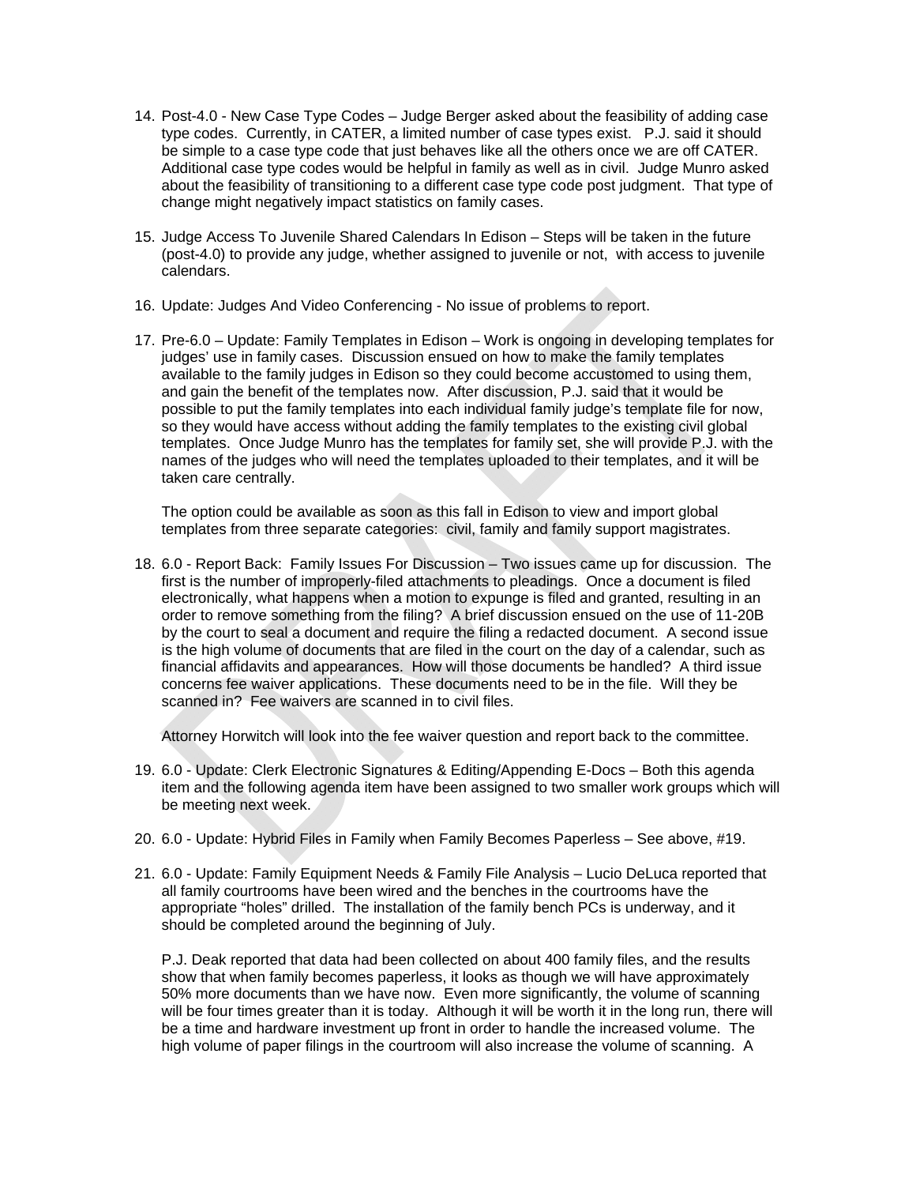14. Post-4.0 - New Case Type Codes – Judge Berger asked about the feasibility of adding case type codes. Currently, in CATER, a limited number of case types exist. P.J. said it should be simple to a case type code that just behaves like all the others once we are off CATER. Additional case type codes would be helpful in family as well as in civil. Judge Munro asked about the feasibility of transitioning to a different case type code post judgment. That type of change might negatively impact statistics on family cases.

15. Judge Access To Juvenile Shared Calendars In Edison – Steps will be taken in the future (post-4.0) to provide any judge, whether assigned to juvenile or not, with access to juvenile calendars.

16. Update: Judges And Video Conferencing - No issue of problems to report.

17. Pre-6.0 – Update: Family Templates in Edison – Work is ongoing in developing templates for judges' use in family cases. Discussion ensued on how to make the family templates available to the family judges in Edison so they could become accustomed to using them, and gain the benefit of the templates now. After discussion, P.J. said that it would be possible to put the family templates into each individual family judge's template file for now, so they would have access without adding the family templates to the existing civil global templates. Once Judge Munro has the templates for family set, she will provide P.J. with the names of the judges who will need the templates uploaded to their templates, and it will be taken care centrally.

    The option could be available as soon as this fall in Edison to view and import global templates from three separate categories: civil, family and family support magistrates.

18. 6.0 - Report Back: Family Issues For Discussion – Two issues came up for discussion. The first is the number of improperly-filed attachments to pleadings. Once a document is filed electronically, what happens when a motion to expunge is filed and granted, resulting in an order to remove something from the filing? A brief discussion ensued on the use of 11-20B by the court to seal a document and require the filing a redacted document. A second issue is the high volume of documents that are filed in the court on the day of a calendar, such as financial affidavits and appearances. How will those documents be handled? A third issue concerns fee waiver applications. These documents need to be in the file. Will they be scanned in? Fee waivers are scanned in to civil files.

    Attorney Horwitch will look into the fee waiver question and report back to the committee.

19. 6.0 - Update: Clerk Electronic Signatures & Editing/Appending E-Docs – Both this agenda item and the following agenda item have been assigned to two smaller work groups which will be meeting next week.

20. 6.0 - Update: Hybrid Files in Family when Family Becomes Paperless – See above, #19.

21. 6.0 - Update: Family Equipment Needs & Family File Analysis – Lucio DeLuca reported that all family courtrooms have been wired and the benches in the courtrooms have the appropriate "holes" drilled. The installation of the family bench PCs is underway, and it should be completed around the beginning of July.

    P.J. Deak reported that data had been collected on about 400 family files, and the results show that when family becomes paperless, it looks as though we will have approximately 50% more documents than we have now. Even more significantly, the volume of scanning will be four times greater than it is today. Although it will be worth it in the long run, there will be a time and hardware investment up front in order to handle the increased volume. The high volume of paper filings in the courtroom will also increase the volume of scanning. A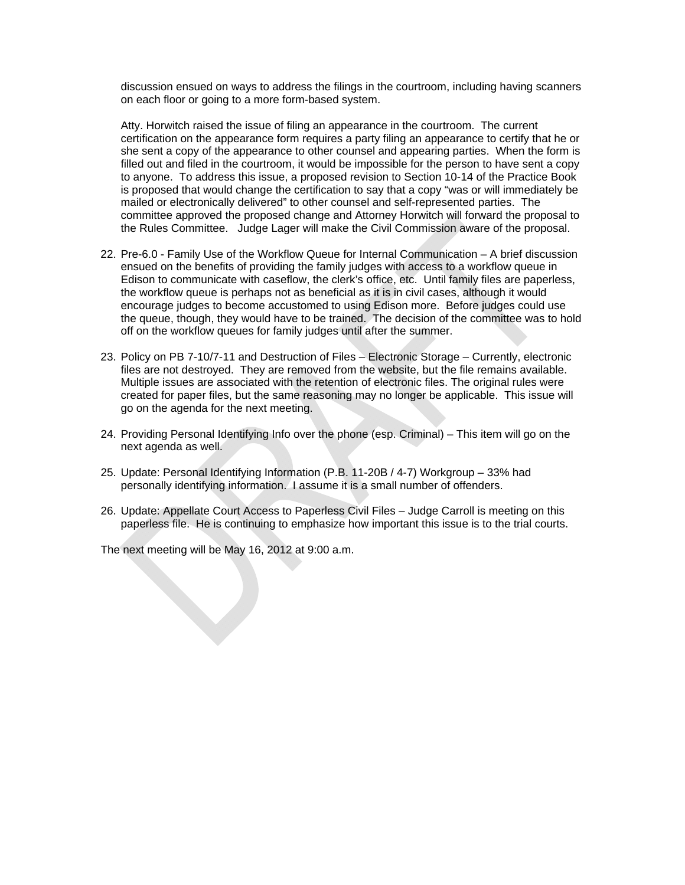discussion ensued on ways to address the filings in the courtroom, including having scanners on each floor or going to a more form-based system.

Atty. Horwitch raised the issue of filing an appearance in the courtroom. The current certification on the appearance form requires a party filing an appearance to certify that he or she sent a copy of the appearance to other counsel and appearing parties. When the form is filled out and filed in the courtroom, it would be impossible for the person to have sent a copy to anyone. To address this issue, a proposed revision to Section 10-14 of the Practice Book is proposed that would change the certification to say that a copy "was or will immediately be mailed or electronically delivered" to other counsel and self-represented parties. The committee approved the proposed change and Attorney Horwitch will forward the proposal to the Rules Committee. Judge Lager will make the Civil Commission aware of the proposal.

22. Pre-6.0 - Family Use of the Workflow Queue for Internal Communication – A brief discussion ensued on the benefits of providing the family judges with access to a workflow queue in Edison to communicate with caseflow, the clerk's office, etc. Until family files are paperless, the workflow queue is perhaps not as beneficial as it is in civil cases, although it would encourage judges to become accustomed to using Edison more. Before judges could use the queue, though, they would have to be trained. The decision of the committee was to hold off on the workflow queues for family judges until after the summer.

23. Policy on PB 7-10/7-11 and Destruction of Files – Electronic Storage – Currently, electronic files are not destroyed. They are removed from the website, but the file remains available. Multiple issues are associated with the retention of electronic files. The original rules were created for paper files, but the same reasoning may no longer be applicable. This issue will go on the agenda for the next meeting.

24. Providing Personal Identifying Info over the phone (esp. Criminal) – This item will go on the next agenda as well.

25. Update: Personal Identifying Information (P.B. 11-20B / 4-7) Workgroup – 33% had personally identifying information. I assume it is a small number of offenders.

26. Update: Appellate Court Access to Paperless Civil Files – Judge Carroll is meeting on this paperless file. He is continuing to emphasize how important this issue is to the trial courts.

The next meeting will be May 16, 2012 at 9:00 a.m.